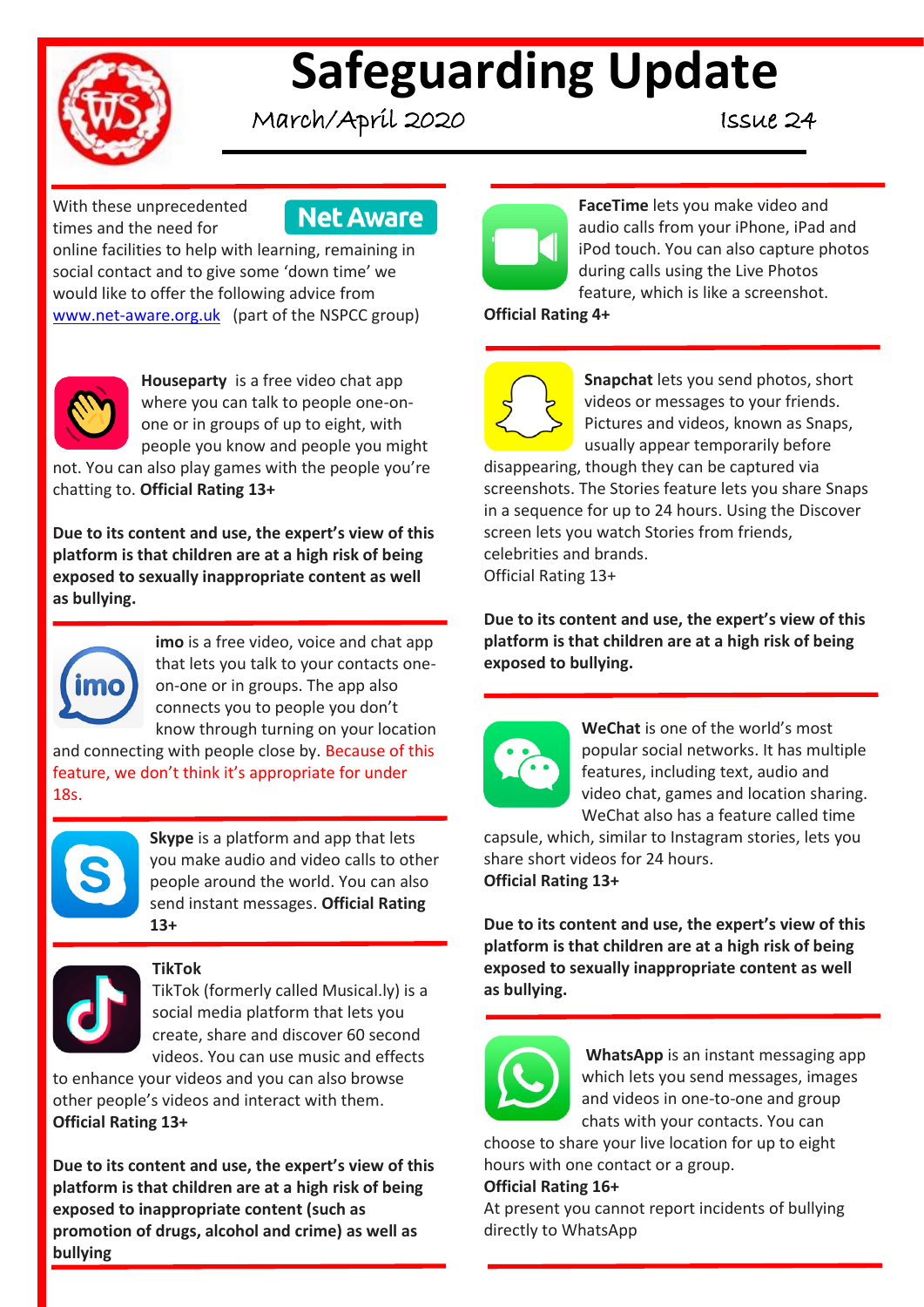# Safeguarding Update

March/April 2020 Issue 24

**Net Aware**

With these unprecedented times and the need for online facilities to help with learning, remaining in social contact and to give some 'down time' we would like to offer the following advice from www.net-aware.org.uk (part of the NSPCC group)

**Houseparty** is a free video chat app where you can talk to people one-on-one or in groups of up to eight, with people you know and people you might not. You can also play games with the people you're chatting to. **Official Rating 13+**

**Due to its content and use, the expert's view of this platform is that children are at a high risk of being exposed to sexually inappropriate content as well as bullying.**

**imo** is a free video, voice and chat app that lets you talk to your contacts one-on-one or in groups. The app also connects you to people you don't know through turning on your location and connecting with people close by. Because of this feature, we don't think it's appropriate for under 18s.

**Skype** is a platform and app that lets you make audio and video calls to other people around the world. You can also send instant messages. **Official Rating 13+**

**TikTok**

TikTok (formerly called Musical.ly) is a social media platform that lets you create, share and discover 60 second videos. You can use music and effects to enhance your videos and you can also browse other people's videos and interact with them.
**Official Rating 13+**

**Due to its content and use, the expert's view of this platform is that children are at a high risk of being exposed to inappropriate content (such as promotion of drugs, alcohol and crime) as well as bullying**

**FaceTime** lets you make video and audio calls from your iPhone, iPad and iPod touch. You can also capture photos during calls using the Live Photos feature, which is like a screenshot.
**Official Rating 4+**

**Snapchat** lets you send photos, short videos or messages to your friends. Pictures and videos, known as Snaps, usually appear temporarily before disappearing, though they can be captured via screenshots. The Stories feature lets you share Snaps in a sequence for up to 24 hours. Using the Discover screen lets you watch Stories from friends, celebrities and brands.
Official Rating 13+

**Due to its content and use, the expert's view of this platform is that children are at a high risk of being exposed to bullying.**

**WeChat** is one of the world's most popular social networks. It has multiple features, including text, audio and video chat, games and location sharing. WeChat also has a feature called time capsule, which, similar to Instagram stories, lets you share short videos for 24 hours.
**Official Rating 13+**

**Due to its content and use, the expert's view of this platform is that children are at a high risk of being exposed to sexually inappropriate content as well as bullying.**

**WhatsApp** is an instant messaging app which lets you send messages, images and videos in one-to-one and group chats with your contacts. You can choose to share your live location for up to eight hours with one contact or a group.
**Official Rating 16+**
At present you cannot report incidents of bullying directly to WhatsApp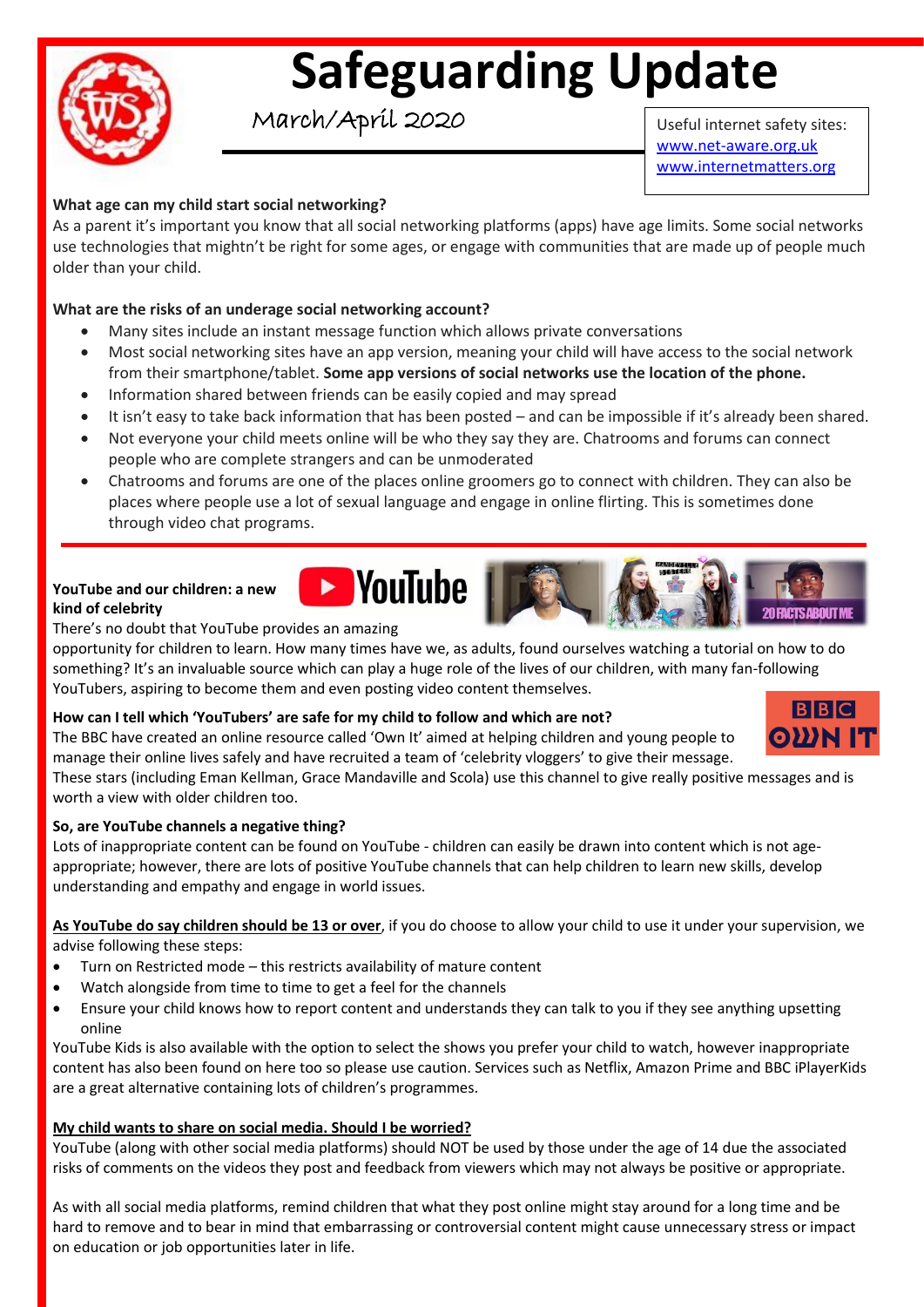# Safeguarding Update

March/April 2020

Useful internet safety sites:
www.net-aware.org.uk
www.internetmatters.org

**What age can my child start social networking?**

As a parent it's important you know that all social networking platforms (apps) have age limits. Some social networks use technologies that mightn't be right for some ages, or engage with communities that are made up of people much older than your child.

**What are the risks of an underage social networking account?**

- Many sites include an instant message function which allows private conversations
- Most social networking sites have an app version, meaning your child will have access to the social network from their smartphone/tablet. **Some app versions of social networks use the location of the phone.**
- Information shared between friends can be easily copied and may spread
- It isn't easy to take back information that has been posted – and can be impossible if it's already been shared.
- Not everyone your child meets online will be who they say they are. Chatrooms and forums can connect people who are complete strangers and can be unmoderated
- Chatrooms and forums are one of the places online groomers go to connect with children. They can also be places where people use a lot of sexual language and engage in online flirting. This is sometimes done through video chat programs.

**YouTube and our children: a new kind of celebrity**

There's no doubt that YouTube provides an amazing opportunity for children to learn. How many times have we, as adults, found ourselves watching a tutorial on how to do something? It's an invaluable source which can play a huge role of the lives of our children, with many fan-following YouTubers, aspiring to become them and even posting video content themselves.

**How can I tell which 'YouTubers' are safe for my child to follow and which are not?**

The BBC have created an online resource called 'Own It' aimed at helping children and young people to manage their online lives safely and have recruited a team of 'celebrity vloggers' to give their message. These stars (including Eman Kellman, Grace Mandaville and Scola) use this channel to give really positive messages and is worth a view with older children too.

**So, are YouTube channels a negative thing?**

Lots of inappropriate content can be found on YouTube - children can easily be drawn into content which is not age-appropriate; however, there are lots of positive YouTube channels that can help children to learn new skills, develop understanding and empathy and engage in world issues.

<u>**As YouTube do say children should be 13 or over**</u>, if you do choose to allow your child to use it under your supervision, we advise following these steps:

- Turn on Restricted mode – this restricts availability of mature content
- Watch alongside from time to time to get a feel for the channels
- Ensure your child knows how to report content and understands they can talk to you if they see anything upsetting online

YouTube Kids is also available with the option to select the shows you prefer your child to watch, however inappropriate content has also been found on here too so please use caution. Services such as Netflix, Amazon Prime and BBC iPlayerKids are a great alternative containing lots of children's programmes.

<u>**My child wants to share on social media. Should I be worried?**</u>

YouTube (along with other social media platforms) should NOT be used by those under the age of 14 due the associated risks of comments on the videos they post and feedback from viewers which may not always be positive or appropriate.

As with all social media platforms, remind children that what they post online might stay around for a long time and be hard to remove and to bear in mind that embarrassing or controversial content might cause unnecessary stress or impact on education or job opportunities later in life.